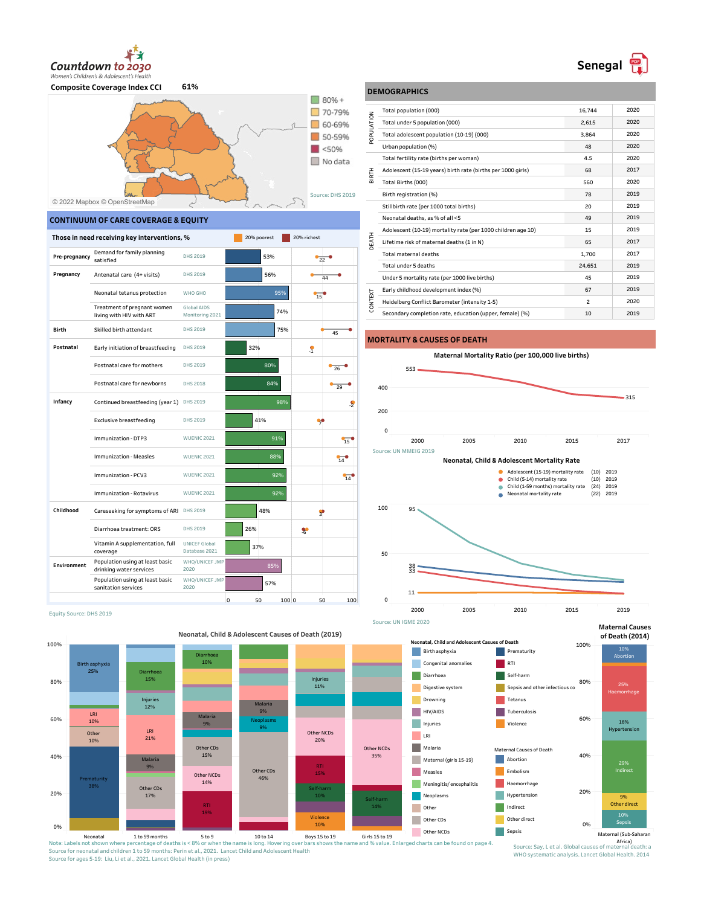# Countdown to 2030

*Women's Children's & Adolescent's Health*

# Senegal

**Composite Coverage Index CCI** 61%

Legend: 80% + | 70-79% | 60-69% | 50-59% | <50% | No data

© 2022 Mapbox © OpenStreetMap

Source: DHS 2019

## DEMOGRAPHICS

| | | | |
|---|---|---|---|
| POPULATION | Total population (000) | 16,744 | 2020 |
| | Total under 5 population (000) | 2,615 | 2020 |
| | Total adolescent population (10-19) (000) | 3,864 | 2020 |
| | Urban population (%) | 48 | 2020 |
| BIRTH | Total fertility rate (births per woman) | 4.5 | 2020 |
| | Adolescent (15-19 years) birth rate (births per 1000 girls) | 68 | 2017 |
| | Total Births (000) | 560 | 2020 |
| | Birth registration (%) | 78 | 2019 |
| DEATH | Stillbirth rate (per 1000 total births) | 20 | 2019 |
| | Neonatal deaths, as % of all <5 | 49 | 2019 |
| | Adolescent (10-19) mortality rate (per 1000 children age 10) | 15 | 2019 |
| | Lifetime risk of maternal deaths (1 in N) | 65 | 2017 |
| | Total maternal deaths | 1,700 | 2017 |
| | Total under 5 deaths | 24,651 | 2019 |
| | Under 5 mortality rate (per 1000 live births) | 45 | 2019 |
| CONTEXT | Early childhood development index (%) | 67 | 2019 |
| | Heidelberg Conflict Barometer (intensity 1-5) | 2 | 2020 |
| | Secondary completion rate, education (upper, female) (%) | 10 | 2019 |

## CONTINUUM OF CARE COVERAGE & EQUITY

**Those in need receiving key interventions, %** (20% poorest / 20% richest)

| Stage | Intervention | Source | Coverage (%) | Equity gap (poorest–richest) |
|---|---|---|---|---|
| Pre-pregnancy | Demand for family planning satisfied | DHS 2019 | 53% | 22 |
| Pregnancy | Antenatal care (4+ visits) | DHS 2019 | 56% | 44 |
| | Neonatal tetanus protection | WHO GHO | 95% | 15 |
| | Treatment of pregnant women living with HIV with ART | Global AIDS Monitoring 2021 | 74% | |
| Birth | Skilled birth attendant | DHS 2019 | 75% | 45 |
| Postnatal | Early initiation of breastfeeding | DHS 2019 | 32% | -1 |
| | Postnatal care for mothers | DHS 2019 | 80% | 26 |
| | Postnatal care for newborns | DHS 2018 | 84% | 29 |
| Infancy | Continued breastfeeding (year 1) | DHS 2019 | 98% | -2 |
| | Exclusive breastfeeding | DHS 2019 | 41% | 7 |
| | Immunization - DTP3 | WUENIC 2021 | 91% | 15 |
| | Immunization - Measles | WUENIC 2021 | 88% | 14 |
| | Immunization - PCV3 | WUENIC 2021 | 92% | 14 |
| | Immunization - Rotavirus | WUENIC 2021 | 92% | |
| Childhood | Careseeking for symptoms of ARI | DHS 2019 | 48% | 3 |
| | Diarrhoea treatment: ORS | DHS 2019 | 26% | -6 |
| | Vitamin A supplementation, full coverage | UNICEF Global Database 2021 | 37% | |
| Environment | Population using at least basic drinking water services | WHO/UNICEF JMP 2020 | 85% | |
| | Population using at least basic sanitation services | WHO/UNICEF JMP 2020 | 57% | |

Equity Source: DHS 2019

## MORTALITY & CAUSES OF DEATH

**Maternal Mortality Ratio (per 100,000 live births)**

2000: 553; 2017: 315

Source: UN MMEIG 2019

**Neonatal, Child & Adolescent Mortality Rate**

- Adolescent (15-19) mortality rate (10) 2019
- Child (5-14) mortality rate (10) 2019
- Child (1-59 months) mortality rate (24) 2019
- Neonatal mortality rate (22) 2019

2000 values: 95, 38, 33, 11

Source: UN IGME 2020

**Neonatal, Child & Adolescent Causes of Death (2019)**

| Age group | Causes (labelled) |
|---|---|
| Neonatal | Birth asphyxia 25%; LRI 10%; Other 10%; Prematurity 38% |
| 1 to 59 months | Diarrhoea 15%; Injuries 12%; LRI 21%; Malaria 9%; Other CDs 17% |
| 5 to 9 | Diarrhoea 10%; Malaria 9%; Other CDs 15%; Other NCDs 14%; RTI 19% |
| 10 to 14 | Malaria 9%; Neoplasms 9%; Other CDs 46% |
| Boys 15 to 19 | Injuries 11%; Other NCDs 20%; RTI 15%; Self-harm 10%; Violence 10% |
| Girls 15 to 19 | Other NCDs 35%; Self-harm 14% |

Neonatal, Child and Adolescent Causes of Death: Birth asphyxia, Congenital anomalies, Diarrhoea, Digestive system, Drowning, HIV/AIDS, Injuries, LRI, Malaria, Maternal (girls 15-19), Measles, Meningitis/ encephalitis, Neoplasms, Other, Other CDs, Other NCDs, Prematurity, RTI, Self-harm, Sepsis and other infectious co, Tetanus, Tuberculosis, Violence

**Maternal Causes of Death (2014)** — Maternal (Sub-Saharan Africa)

| Cause | % |
|---|---|
| Abortion | 10% |
| Haemorrhage | 25% |
| Hypertension | 16% |
| Indirect | 29% |
| Other direct | 9% |
| Sepsis | 10% |

Maternal Causes of Death: Abortion, Embolism, Haemorrhage, Hypertension, Indirect, Other direct, Sepsis

Source: Say, L et al. Global causes of maternal death: a WHO systematic analysis. Lancet Global Health. 2014

Note: Labels not shown where percentage of deaths is < 8% or when the name is long. Hovering over bars shows the name and % value. Enlarged charts can be found on page 4.
Source for neonatal and children 1 to 59 months: Perin et al., 2021. Lancet Child and Adolescent Health
Source for ages 5-19: Liu, Li et al., 2021. Lancet Global Health (in press)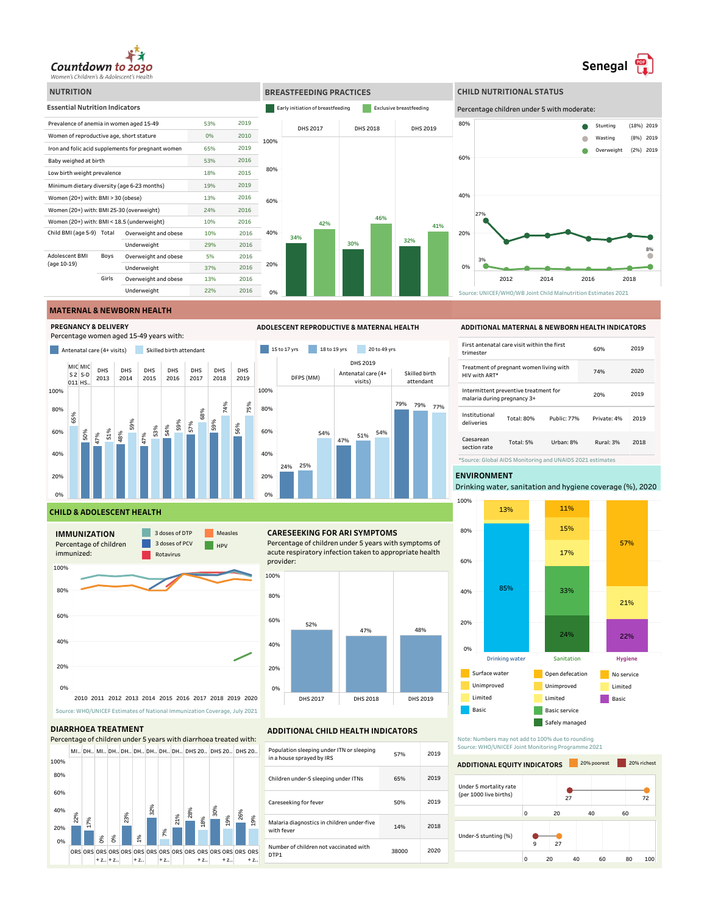Countdown to 2030
Women's Children's & Adolescent's Health

# Senegal

## NUTRITION

### Essential Nutrition Indicators

| Indicator | | | Value | Year |
|---|---|---|---|---|
| Prevalence of anemia in women aged 15-49 | | | 53% | 2019 |
| Women of reproductive age, short stature | | | 0% | 2010 |
| Iron and folic acid supplements for pregnant women | | | 65% | 2019 |
| Baby weighed at birth | | | 53% | 2016 |
| Low birth weight prevalence | | | 18% | 2015 |
| Minimum dietary diversity (age 6-23 months) | | | 19% | 2019 |
| Women (20+) with: BMI > 30 (obese) | | | 13% | 2016 |
| Women (20+) with: BMI 25-30 (overweight) | | | 24% | 2016 |
| Women (20+) with: BMI < 18.5 (underweight) | | | 10% | 2016 |
| Child BMI (age 5-9) | Total | Overweight and obese | 10% | 2016 |
| | | Underweight | 29% | 2016 |
| Adolescent BMI (age 10-19) | Boys | Overweight and obese | 5% | 2016 |
| | | Underweight | 37% | 2016 |
| | Girls | Overweight and obese | 13% | 2016 |
| | | Underweight | 22% | 2016 |

## BREASTFEEDING PRACTICES

| | DHS 2017 | DHS 2018 | DHS 2019 |
|---|---|---|---|
| Early initiation of breastfeeding | 34% | 30% | 32% |
| Exclusive breastfeeding | 42% | 46% | 41% |

## CHILD NUTRITIONAL STATUS

Percentage children under 5 with moderate:

- Stunting (18%) 2019
- Wasting (8%) 2019
- Overweight (2%) 2019

Source: UNICEF/WHO/WB Joint Child Malnutrition Estimates 2021

## MATERNAL & NEWBORN HEALTH

### PREGNANCY & DELIVERY

Percentage women aged 15-49 years with:

| | MICS 2011 | MICS-DHS.. | DHS 2013 | DHS 2014 | DHS 2015 | DHS 2016 | DHS 2017 | DHS 2018 | DHS 2019 |
|---|---|---|---|---|---|---|---|---|---|
| Antenatal care (4+ visits) | | 50% | 47% | 48% | 47% | 54% | 57% | 59% | 56% |
| Skilled birth attendant | 65% | | 51% | 59% | 53% | 59% | 68% | 74% | 75% |

### ADOLESCENT REPRODUCTIVE & MATERNAL HEALTH

DHS 2019

| | DFPS (MM) | Antenatal care (4+ visits) | Skilled birth attendant |
|---|---|---|---|
| 15 to 17 yrs | 24% | 47% | 79% |
| 18 to 19 yrs | 25% | 51% | 79% |
| 20 to 49 yrs | 54% | 54% | 77% |

### ADDITIONAL MATERNAL & NEWBORN HEALTH INDICATORS

| Indicator | | | | Year |
|---|---|---|---|---|
| First antenatal care visit within the first trimester | 60% | | | 2019 |
| Treatment of pregnant women living with HIV with ART* | 74% | | | 2020 |
| Intermittent preventive treatment for malaria during pregnancy 3+ | 20% | | | 2019 |
| Institutional deliveries | Total: 80% | Public: 77% | Private: 4% | 2019 |
| Caesarean section rate | Total: 5% | Urban: 8% | Rural: 3% | 2018 |

*Source: Global AIDS Monitoring and UNAIDS 2021 estimates

## ENVIRONMENT

Drinking water, sanitation and hygiene coverage (%), 2020

| | Drinking water | Sanitation | Hygiene |
|---|---|---|---|
| Basic / Basic service | 85% | 33% | 22% |
| Safely managed | | 24% | |
| Limited | | 17% | 21% |
| Unimproved | | 15% | |
| Surface water / Open defecation / No service | 13% | 11% | 57% |

Note: Numbers may not add to 100% due to rounding
Source: WHO/UNICEF Joint Monitoring Programme 2021

## CHILD & ADOLESCENT HEALTH

### IMMUNIZATION

Percentage of children immunized:

3 doses of DTP; 3 doses of PCV; Rotavirus; Measles; HPV (2010–2020)

Source: WHO/UNICEF Estimates of National Immunization Coverage, July 2021

### CARESEEKING FOR ARI SYMPTOMS

Percentage of children under 5 years with symptoms of acute respiratory infection taken to appropriate health provider:

| DHS 2017 | DHS 2018 | DHS 2019 |
|---|---|---|
| 52% | 47% | 48% |

### DIARRHOEA TREATMENT

Percentage of children under 5 years with diarrhoea treated with:

| | MI.. | DH.. | MI.. | DH.. | DH.. | DH.. | DH.. | DH.. | DH.. | DH.. | DHS 20.. | DHS 20.. | DHS 20.. |
|---|---|---|---|---|---|---|---|---|---|---|---|---|---|
| ORS | 22% | 17% | | | 23% | | 32% | | 21% | 28% | 30% | 26% | |
| ORS + z.. | | | 0% | 0% | | 1% | | 7% | | 18% | 19% | 19% | |

### ADDITIONAL CHILD HEALTH INDICATORS

| Indicator | Value | Year |
|---|---|---|
| Population sleeping under ITN or sleeping in a house sprayed by IRS | 57% | 2019 |
| Children under-5 sleeping under ITNs | 65% | 2019 |
| Careseeking for fever | 50% | 2019 |
| Malaria diagnostics in children under-five with fever | 14% | 2018 |
| Number of children not vaccinated with DTP1 | 38000 | 2020 |

### ADDITIONAL EQUITY INDICATORS

| Indicator | 20% poorest | 20% richest |
|---|---|---|
| Under 5 mortality rate (per 1000 live births) | 72 | 27 |
| Under-5 stunting (%) | 27 | 9 |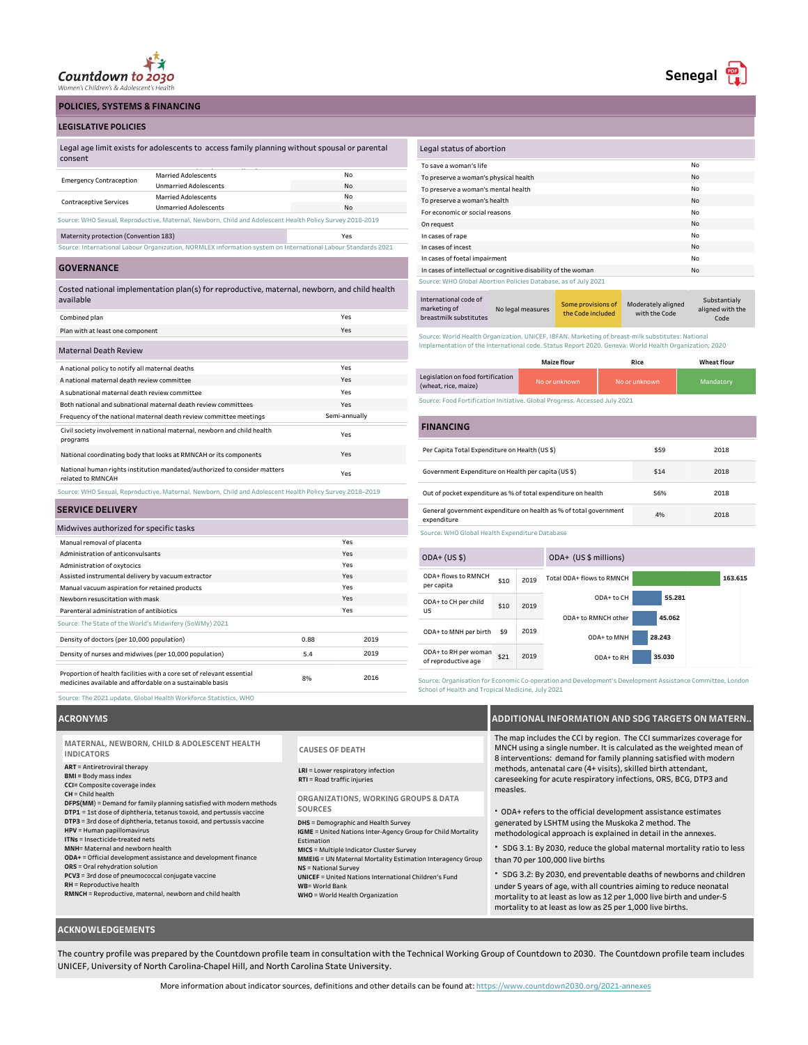Countdown to 2030
*Women's Children's & Adolescent's Health*

# Senegal

## POLICIES, SYSTEMS & FINANCING

### LEGISLATIVE POLICIES

| Legal age limit exists for adolescents to access family planning without spousal or parental consent | | |
|---|---|---|
| Emergency Contraception | Married Adolescents | No |
| | Unmarried Adolescents | No |
| Contraceptive Services | Married Adolescents | No |
| | Unmarried Adolescents | No |

Source: WHO Sexual, Reproductive, Maternal, Newborn, Child and Adolescent Health Policy Survey 2018-2019

| Maternity protection (Convention 183) | Yes |
|---|---|

Source: International Labour Organization, NORMLEX information system on International Labour Standards 2021

| Legal status of abortion | |
|---|---|
| To save a woman's life | No |
| To preserve a woman's physical health | No |
| To preserve a woman's mental health | No |
| To preserve a woman's health | No |
| For economic or social reasons | No |
| On request | No |
| In cases of rape | No |
| In cases of incest | No |
| In cases of foetal impairment | No |
| In cases of intellectual or cognitive disability of the woman | No |

Source: WHO Global Abortion Policies Database, as of July 2021

| International code of marketing of breastmilk substitutes | No legal measures | Some provisions of the Code included | Moderately aligned with the Code | Substantialy aligned with the Code |
|---|---|---|---|---|

Source: World Health Organization, UNICEF, IBFAN. Marketing of breast-milk substitutes: National Implementation of the international code. Status Report 2020. Geneva: World Health Organization; 2020

| | Maize flour | Rice | Wheat flour |
|---|---|---|---|
| Legislation on food fortification (wheat, rice, maize) | No or unknown | No or unknown | Mandatory |

Source: Food Fortification Initiative. Global Progress. Accessed July 2021

### GOVERNANCE

| Costed national implementation plan(s) for reproductive, maternal, newborn, and child health available | |
|---|---|
| Combined plan | Yes |
| Plan with at least one component | Yes |

| Maternal Death Review | |
|---|---|
| A national policy to notify all maternal deaths | Yes |
| A national maternal death review committee | Yes |
| A subnational maternal death review committee | Yes |
| Both national and subnational maternal death review committees | Yes |
| Frequency of the national maternal death review committee meetings | Semi-annually |
| Civil society involvement in national maternal, newborn and child health programs | Yes |
| National coordinating body that looks at RMNCAH or its components | Yes |
| National human rights institution mandated/authorized to consider matters related to RMNCAH | Yes |

Source: WHO Sexual, Reproductive, Maternal, Newborn, Child and Adolescent Health Policy Survey 2018–2019

### SERVICE DELIVERY

| Midwives authorized for specific tasks | |
|---|---|
| Manual removal of placenta | Yes |
| Administration of anticonvulsants | Yes |
| Administration of oxytocics | Yes |
| Assisted instrumental delivery by vacuum extractor | Yes |
| Manual vacuum aspiration for retained products | Yes |
| Newborn resuscitation with mask | Yes |
| Parenteral administration of antibiotics | Yes |

Source: The State of the World's Midwifery (SoWMy) 2021

| Indicator | Value | Year |
|---|---|---|
| Density of doctors (per 10,000 population) | 0.88 | 2019 |
| Density of nurses and midwives (per 10,000 population) | 5.4 | 2019 |
| Proportion of health facilities with a core set of relevant essential medicines available and affordable on a sustainable basis | 8% | 2016 |

Source: The 2021 update, Global Health Workforce Statistics, WHO

### FINANCING

| Indicator | Value | Year |
|---|---|---|
| Per Capita Total Expenditure on Health (US $) | $59 | 2018 |
| Government Expenditure on Health per capita (US $) | $14 | 2018 |
| Out of pocket expenditure as % of total expenditure on health | 56% | 2018 |
| General government expenditure on health as % of total government expenditure | 4% | 2018 |

Source: WHO Global Health Expenditure Database

| ODA+ (US $) | Value | Year |
|---|---|---|
| ODA+ flows to RMNCH per capita | $10 | 2019 |
| ODA+ to CH per child US | $10 | 2019 |
| ODA+ to MNH per birth | $9 | 2019 |
| ODA+ to RH per woman of reproductive age | $21 | 2019 |

| ODA+ (US $ millions) | |
|---|---|
| Total ODA+ flows to RMNCH | 163.615 |
| ODA+ to CH | 55.281 |
| ODA+ to RMNCH other | 45.062 |
| ODA+ to MNH | 28.243 |
| ODA+ to RH | 35.030 |

Source: Organisation for Economic Co-operation and Development's Development Assistance Committee, London School of Health and Tropical Medicine, July 2021

## ACRONYMS

**MATERNAL, NEWBORN, CHILD & ADOLESCENT HEALTH INDICATORS**

**ART** = Antiretroviral therapy
**BMI** = Body mass index
**CCI**= Composite coverage index
**CH** = Child health
**DFPS(MM)** = Demand for family planning satisfied with modern methods
**DTP1** = 1st dose of diphtheria, tetanus toxoid, and pertussis vaccine
**DTP3** = 3rd dose of diphtheria, tetanus toxoid, and pertussis vaccine
**HPV** = Human papillomavirus
**ITNs** = Insecticide-treated nets
**MNH**= Maternal and newborn health
**ODA+** = Official development assistance and development finance
**ORS** = Oral rehydration solution
**PCV3** = 3rd dose of pneumococcal conjugate vaccine
**RH** = Reproductive health
**RMNCH** = Reproductive, maternal, newborn and child health

**CAUSES OF DEATH**

**LRI** = Lower respiratory infection
**RTI** = Road traffic injuries

**ORGANIZATIONS, WORKING GROUPS & DATA SOURCES**

**DHS** = Demographic and Health Survey
**IGME** = United Nations Inter-Agency Group for Child Mortality Estimation
**MICS** = Multiple Indicator Cluster Survey
**MMEIG** = UN Maternal Mortality Estimation Interagency Group
**NS** = National Survey
**UNICEF** = United Nations International Children's Fund
**WB**= World Bank
**WHO** = World Health Organization

## ADDITIONAL INFORMATION AND SDG TARGETS ON MATERN..

The map includes the CCI by region. The CCI summarizes coverage for MNCH using a single number. It is calculated as the weighted mean of 8 interventions: demand for family planning satisfied with modern methods, antenatal care (4+ visits), skilled birth attendant, careseeking for acute respiratory infections, ORS, BCG, DTP3 and measles.

- ODA+ refers to the official development assistance estimates generated by LSHTM using the Muskoka 2 method. The methodological approach is explained in detail in the annexes.
- SDG 3.1: By 2030, reduce the global maternal mortality ratio to less than 70 per 100,000 live births
- SDG 3.2: By 2030, end preventable deaths of newborns and children under 5 years of age, with all countries aiming to reduce neonatal mortality to at least as low as 12 per 1,000 live birth and under-5 mortality to at least as low as 25 per 1,000 live births.

## ACKNOWLEDGEMENTS

The country profile was prepared by the Countdown profile team in consultation with the Technical Working Group of Countdown to 2030. The Countdown profile team includes UNICEF, University of North Carolina-Chapel Hill, and North Carolina State University.

More information about indicator sources, definitions and other details can be found at: https://www.countdown2030.org/2021-annexes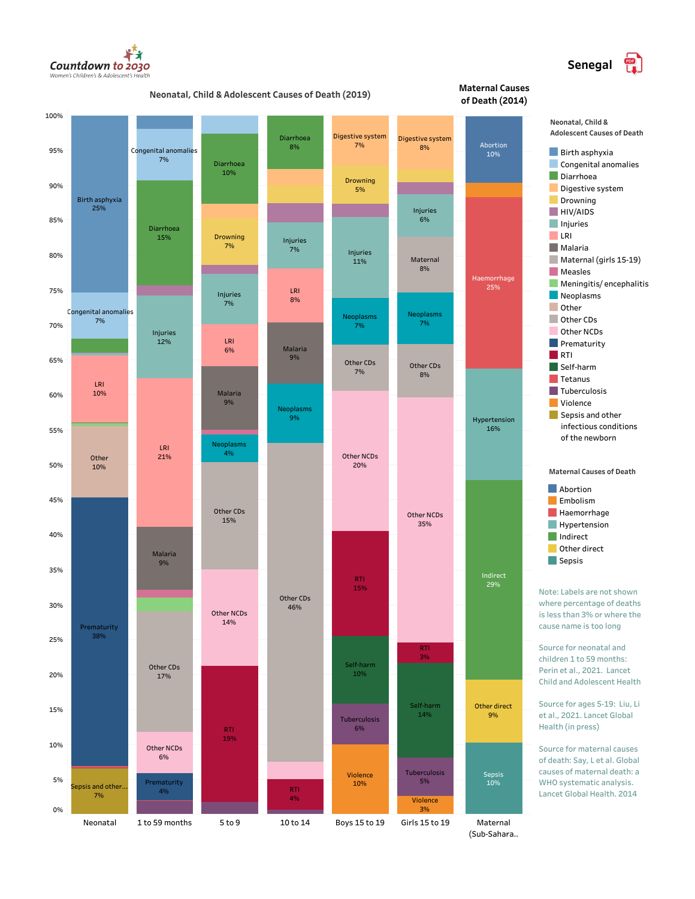Countdown to 2030
Women's Children's & Adolescent's Health

**Senegal**

## Neonatal, Child & Adolescent Causes of Death (2019)

## Maternal Causes of Death (2014)

100%
95%
90%
85%
80%
75%
70%
65%
60%
55%
50%
45%
40%
35%
30%
25%
20%
15%
10%
5%
0%

Neonatal
Birth asphyxia 25%
Congenital anomalies 7%
LRI 10%
Other 10%
Prematurity 38%
Sepsis and other... 7%

1 to 59 months
Congenital anomalies 7%
Diarrhoea 15%
Injuries 12%
LRI 21%
Malaria 9%
Other CDs 17%
Other NCDs 6%
Prematurity 4%

5 to 9
Diarrhoea 10%
Drowning 7%
Injuries 7%
LRI 6%
Malaria 9%
Neoplasms 4%
Other CDs 15%
Other NCDs 14%
RTI 19%

10 to 14
Diarrhoea 8%
Injuries 7%
LRI 8%
Malaria 9%
Neoplasms 9%
Other CDs 46%
RTI 4%

Boys 15 to 19
Digestive system 7%
Drowning 5%
Injuries 11%
Neoplasms 7%
Other CDs 7%
Other NCDs 20%
RTI 15%
Self-harm 10%
Tuberculosis 6%
Violence 10%

Girls 15 to 19
Digestive system 8%
Injuries 6%
Maternal 8%
Neoplasms 7%
Other CDs 8%
Other NCDs 35%
RTI 3%
Self-harm 14%
Tuberculosis 5%
Violence 3%

Maternal (Sub-Sahara..
Abortion 10%
Haemorrhage 25%
Hypertension 16%
Indirect 29%
Other direct 9%
Sepsis 10%

**Neonatal, Child & Adolescent Causes of Death**

- Birth asphyxia
- Congenital anomalies
- Diarrhoea
- Digestive system
- Drowning
- HIV/AIDS
- Injuries
- LRI
- Malaria
- Maternal (girls 15-19)
- Measles
- Meningitis/ encephalitis
- Neoplasms
- Other
- Other CDs
- Other NCDs
- Prematurity
- RTI
- Self-harm
- Tetanus
- Tuberculosis
- Violence
- Sepsis and other infectious conditions of the newborn

**Maternal Causes of Death**

- Abortion
- Embolism
- Haemorrhage
- Hypertension
- Indirect
- Other direct
- Sepsis

Note: Labels are not shown where percentage of deaths is less than 3% or where the cause name is too long

Source for neonatal and children 1 to 59 months: Perin et al., 2021. Lancet Child and Adolescent Health

Source for ages 5-19: Liu, Li et al., 2021. Lancet Global Health (in press)

Source for maternal causes of death: Say, L et al. Global causes of maternal death: a WHO systematic analysis. Lancet Global Health. 2014